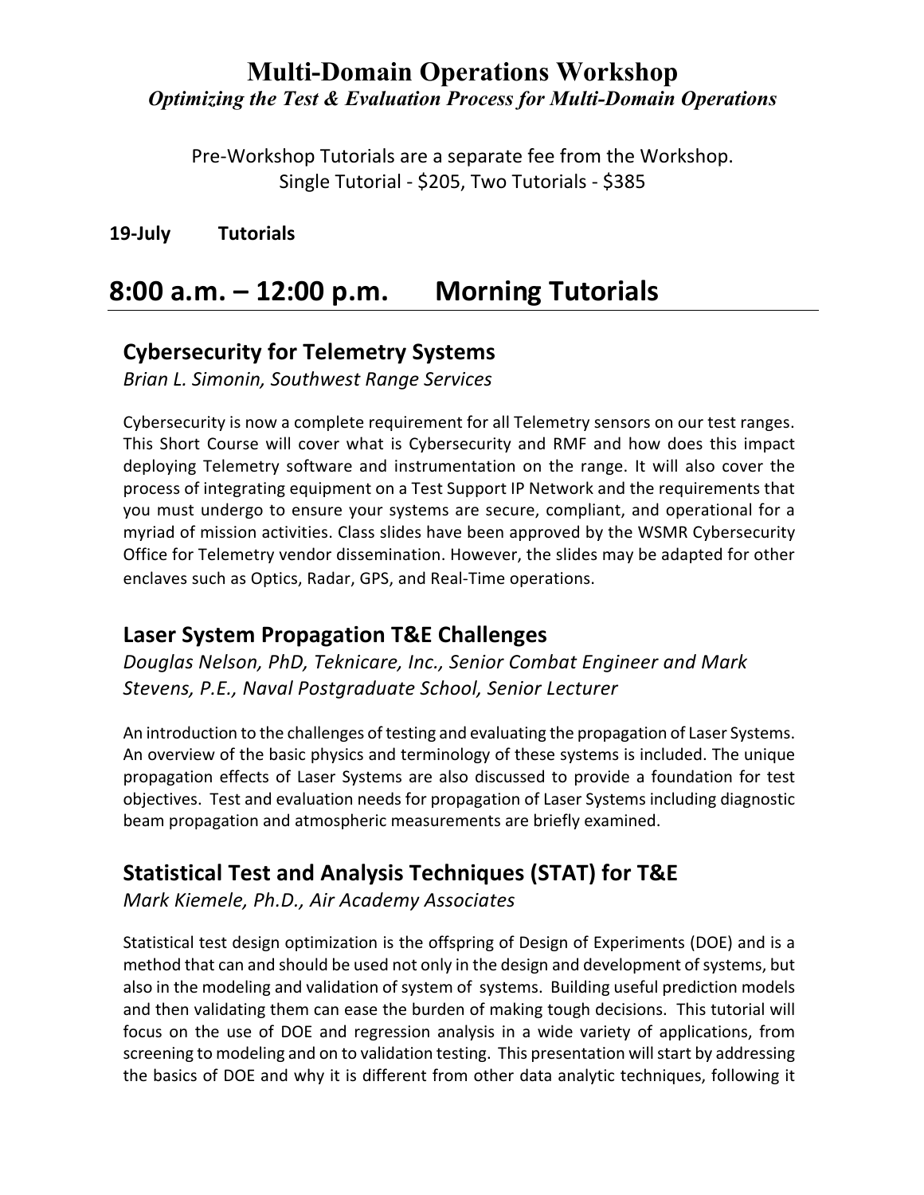# Multi-Domain Operations Workshop

*Optimizing the Test & Evaluation Process for Multi-Domain Operations*

Pre-Workshop Tutorials are a separate fee from the Workshop.
Single Tutorial - $205, Two Tutorials - $385

**19-July Tutorials**

## 8:00 a.m. – 12:00 p.m. Morning Tutorials

### Cybersecurity for Telemetry Systems

*Brian L. Simonin, Southwest Range Services*

Cybersecurity is now a complete requirement for all Telemetry sensors on our test ranges. This Short Course will cover what is Cybersecurity and RMF and how does this impact deploying Telemetry software and instrumentation on the range. It will also cover the process of integrating equipment on a Test Support IP Network and the requirements that you must undergo to ensure your systems are secure, compliant, and operational for a myriad of mission activities. Class slides have been approved by the WSMR Cybersecurity Office for Telemetry vendor dissemination. However, the slides may be adapted for other enclaves such as Optics, Radar, GPS, and Real-Time operations.

### Laser System Propagation T&E Challenges

*Douglas Nelson, PhD, Teknicare, Inc., Senior Combat Engineer and Mark Stevens, P.E., Naval Postgraduate School, Senior Lecturer*

An introduction to the challenges of testing and evaluating the propagation of Laser Systems. An overview of the basic physics and terminology of these systems is included. The unique propagation effects of Laser Systems are also discussed to provide a foundation for test objectives. Test and evaluation needs for propagation of Laser Systems including diagnostic beam propagation and atmospheric measurements are briefly examined.

### Statistical Test and Analysis Techniques (STAT) for T&E

*Mark Kiemele, Ph.D., Air Academy Associates*

Statistical test design optimization is the offspring of Design of Experiments (DOE) and is a method that can and should be used not only in the design and development of systems, but also in the modeling and validation of system of systems. Building useful prediction models and then validating them can ease the burden of making tough decisions. This tutorial will focus on the use of DOE and regression analysis in a wide variety of applications, from screening to modeling and on to validation testing. This presentation will start by addressing the basics of DOE and why it is different from other data analytic techniques, following it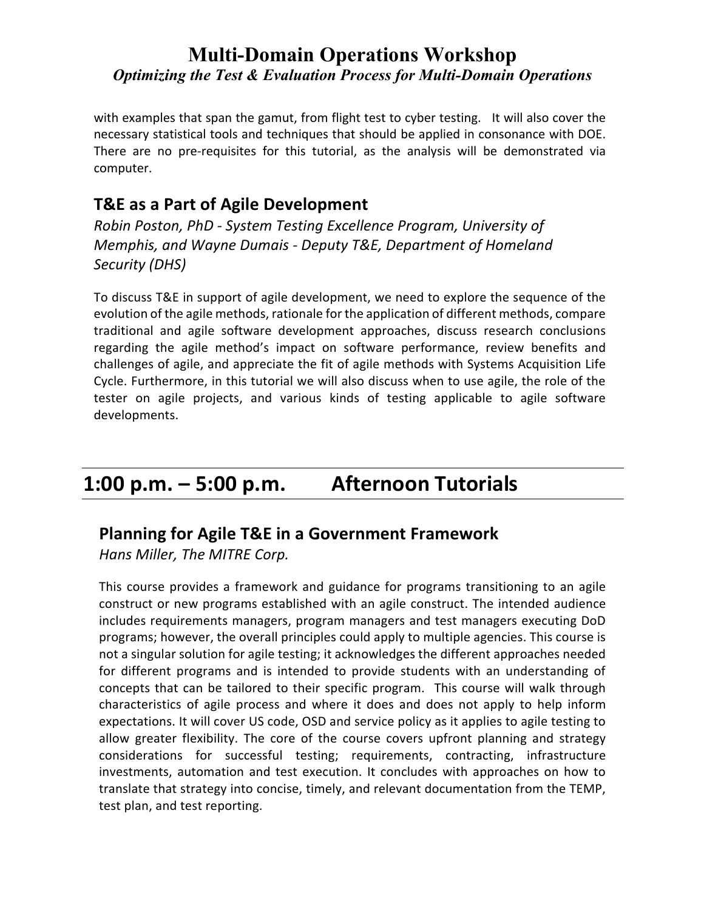with examples that span the gamut, from flight test to cyber testing. It will also cover the necessary statistical tools and techniques that should be applied in consonance with DOE. There are no pre-requisites for this tutorial, as the analysis will be demonstrated via computer.

### T&E as a Part of Agile Development

*Robin Poston, PhD - System Testing Excellence Program, University of Memphis, and Wayne Dumais - Deputy T&E, Department of Homeland Security (DHS)*

To discuss T&E in support of agile development, we need to explore the sequence of the evolution of the agile methods, rationale for the application of different methods, compare traditional and agile software development approaches, discuss research conclusions regarding the agile method's impact on software performance, review benefits and challenges of agile, and appreciate the fit of agile methods with Systems Acquisition Life Cycle. Furthermore, in this tutorial we will also discuss when to use agile, the role of the tester on agile projects, and various kinds of testing applicable to agile software developments.

## 1:00 p.m. – 5:00 p.m. Afternoon Tutorials

### Planning for Agile T&E in a Government Framework

*Hans Miller, The MITRE Corp.*

This course provides a framework and guidance for programs transitioning to an agile construct or new programs established with an agile construct. The intended audience includes requirements managers, program managers and test managers executing DoD programs; however, the overall principles could apply to multiple agencies. This course is not a singular solution for agile testing; it acknowledges the different approaches needed for different programs and is intended to provide students with an understanding of concepts that can be tailored to their specific program. This course will walk through characteristics of agile process and where it does and does not apply to help inform expectations. It will cover US code, OSD and service policy as it applies to agile testing to allow greater flexibility. The core of the course covers upfront planning and strategy considerations for successful testing; requirements, contracting, infrastructure investments, automation and test execution. It concludes with approaches on how to translate that strategy into concise, timely, and relevant documentation from the TEMP, test plan, and test reporting.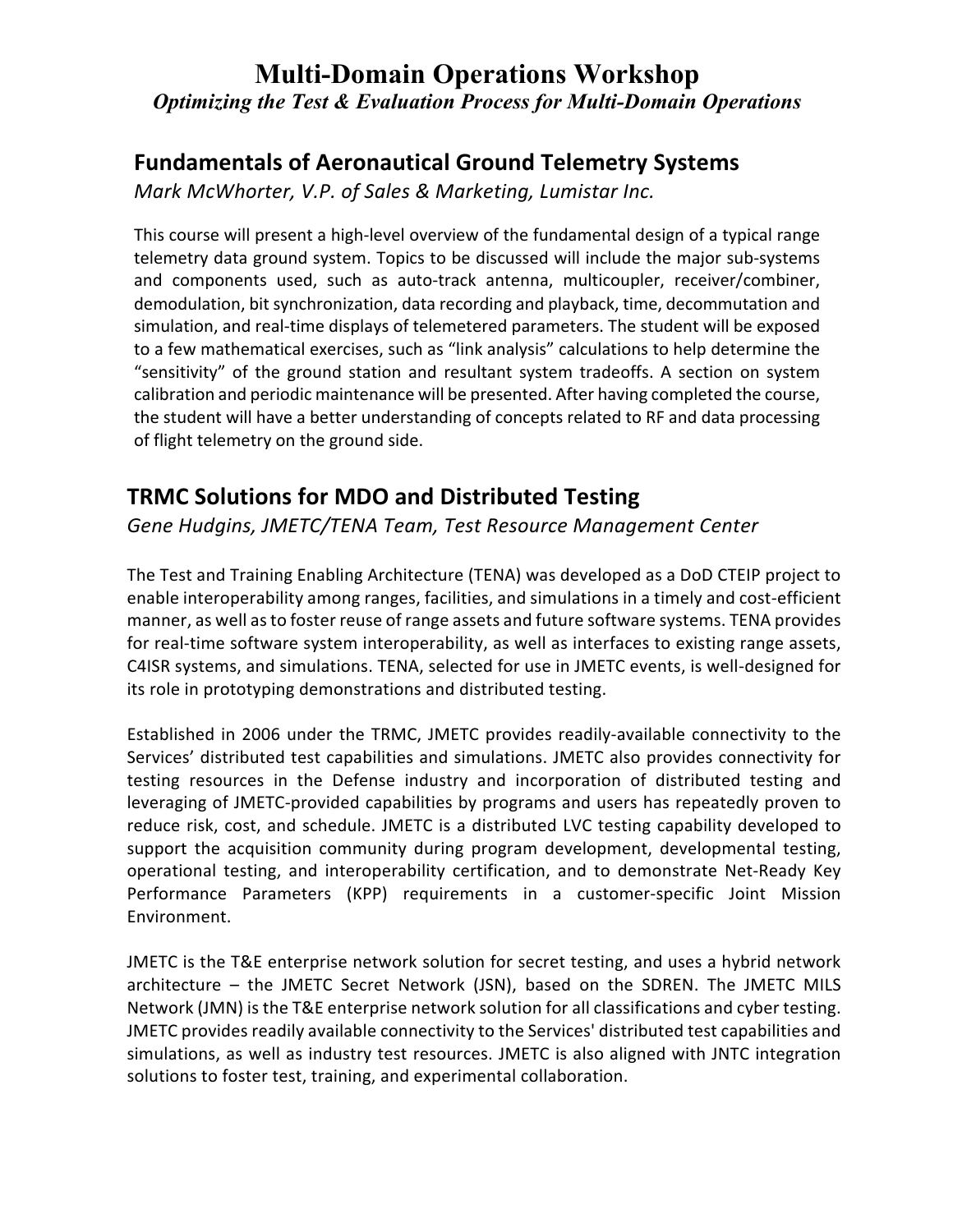# Multi-Domain Operations Workshop

*Optimizing the Test & Evaluation Process for Multi-Domain Operations*

## Fundamentals of Aeronautical Ground Telemetry Systems

*Mark McWhorter, V.P. of Sales & Marketing, Lumistar Inc.*

This course will present a high-level overview of the fundamental design of a typical range telemetry data ground system. Topics to be discussed will include the major sub-systems and components used, such as auto-track antenna, multicoupler, receiver/combiner, demodulation, bit synchronization, data recording and playback, time, decommutation and simulation, and real-time displays of telemetered parameters. The student will be exposed to a few mathematical exercises, such as "link analysis" calculations to help determine the "sensitivity" of the ground station and resultant system tradeoffs. A section on system calibration and periodic maintenance will be presented. After having completed the course, the student will have a better understanding of concepts related to RF and data processing of flight telemetry on the ground side.

## TRMC Solutions for MDO and Distributed Testing

*Gene Hudgins, JMETC/TENA Team, Test Resource Management Center*

The Test and Training Enabling Architecture (TENA) was developed as a DoD CTEIP project to enable interoperability among ranges, facilities, and simulations in a timely and cost-efficient manner, as well as to foster reuse of range assets and future software systems. TENA provides for real-time software system interoperability, as well as interfaces to existing range assets, C4ISR systems, and simulations. TENA, selected for use in JMETC events, is well-designed for its role in prototyping demonstrations and distributed testing.

Established in 2006 under the TRMC, JMETC provides readily-available connectivity to the Services' distributed test capabilities and simulations. JMETC also provides connectivity for testing resources in the Defense industry and incorporation of distributed testing and leveraging of JMETC-provided capabilities by programs and users has repeatedly proven to reduce risk, cost, and schedule. JMETC is a distributed LVC testing capability developed to support the acquisition community during program development, developmental testing, operational testing, and interoperability certification, and to demonstrate Net-Ready Key Performance Parameters (KPP) requirements in a customer-specific Joint Mission Environment.

JMETC is the T&E enterprise network solution for secret testing, and uses a hybrid network architecture – the JMETC Secret Network (JSN), based on the SDREN. The JMETC MILS Network (JMN) is the T&E enterprise network solution for all classifications and cyber testing. JMETC provides readily available connectivity to the Services' distributed test capabilities and simulations, as well as industry test resources. JMETC is also aligned with JNTC integration solutions to foster test, training, and experimental collaboration.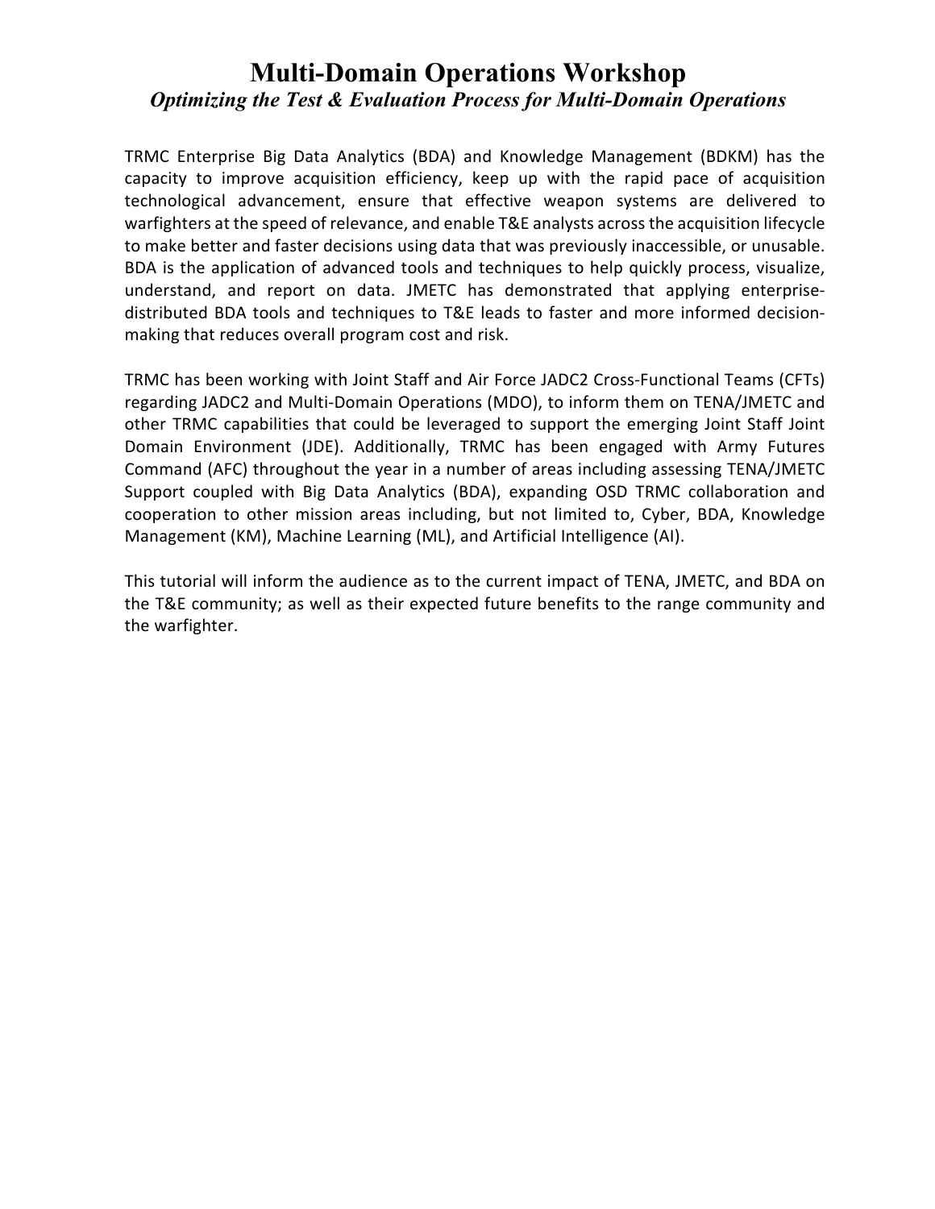# Multi-Domain Operations Workshop

***Optimizing the Test & Evaluation Process for Multi-Domain Operations***

TRMC Enterprise Big Data Analytics (BDA) and Knowledge Management (BDKM) has the capacity to improve acquisition efficiency, keep up with the rapid pace of acquisition technological advancement, ensure that effective weapon systems are delivered to warfighters at the speed of relevance, and enable T&E analysts across the acquisition lifecycle to make better and faster decisions using data that was previously inaccessible, or unusable. BDA is the application of advanced tools and techniques to help quickly process, visualize, understand, and report on data. JMETC has demonstrated that applying enterprise-distributed BDA tools and techniques to T&E leads to faster and more informed decision-making that reduces overall program cost and risk.

TRMC has been working with Joint Staff and Air Force JADC2 Cross-Functional Teams (CFTs) regarding JADC2 and Multi-Domain Operations (MDO), to inform them on TENA/JMETC and other TRMC capabilities that could be leveraged to support the emerging Joint Staff Joint Domain Environment (JDE). Additionally, TRMC has been engaged with Army Futures Command (AFC) throughout the year in a number of areas including assessing TENA/JMETC Support coupled with Big Data Analytics (BDA), expanding OSD TRMC collaboration and cooperation to other mission areas including, but not limited to, Cyber, BDA, Knowledge Management (KM), Machine Learning (ML), and Artificial Intelligence (AI).

This tutorial will inform the audience as to the current impact of TENA, JMETC, and BDA on the T&E community; as well as their expected future benefits to the range community and the warfighter.